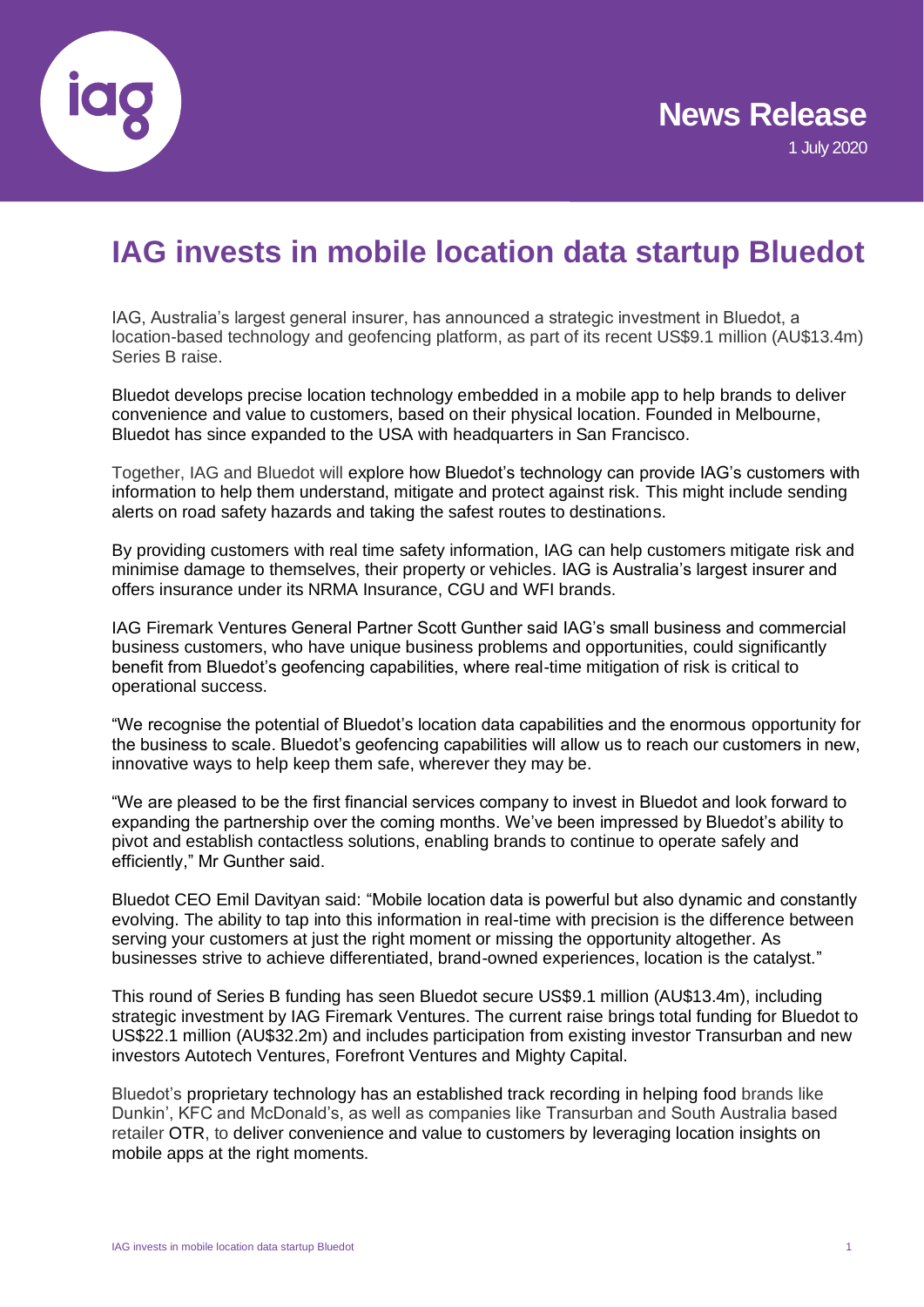**News Release**

1 July 2020

# IAG invests in mobile location data startup Bluedot

IAG, Australia's largest general insurer, has announced a strategic investment in Bluedot, a location-based technology and geofencing platform, as part of its recent US$9.1 million (AU$13.4m) Series B raise.

Bluedot develops precise location technology embedded in a mobile app to help brands to deliver convenience and value to customers, based on their physical location. Founded in Melbourne, Bluedot has since expanded to the USA with headquarters in San Francisco.

Together, IAG and Bluedot will explore how Bluedot's technology can provide IAG's customers with information to help them understand, mitigate and protect against risk. This might include sending alerts on road safety hazards and taking the safest routes to destinations.

By providing customers with real time safety information, IAG can help customers mitigate risk and minimise damage to themselves, their property or vehicles. IAG is Australia's largest insurer and offers insurance under its NRMA Insurance, CGU and WFI brands.

IAG Firemark Ventures General Partner Scott Gunther said IAG's small business and commercial business customers, who have unique business problems and opportunities, could significantly benefit from Bluedot's geofencing capabilities, where real-time mitigation of risk is critical to operational success.

"We recognise the potential of Bluedot's location data capabilities and the enormous opportunity for the business to scale. Bluedot's geofencing capabilities will allow us to reach our customers in new, innovative ways to help keep them safe, wherever they may be.

"We are pleased to be the first financial services company to invest in Bluedot and look forward to expanding the partnership over the coming months. We've been impressed by Bluedot's ability to pivot and establish contactless solutions, enabling brands to continue to operate safely and efficiently," Mr Gunther said.

Bluedot CEO Emil Davityan said: "Mobile location data is powerful but also dynamic and constantly evolving. The ability to tap into this information in real-time with precision is the difference between serving your customers at just the right moment or missing the opportunity altogether. As businesses strive to achieve differentiated, brand-owned experiences, location is the catalyst."

This round of Series B funding has seen Bluedot secure US$9.1 million (AU$13.4m), including strategic investment by IAG Firemark Ventures. The current raise brings total funding for Bluedot to US$22.1 million (AU$32.2m) and includes participation from existing investor Transurban and new investors Autotech Ventures, Forefront Ventures and Mighty Capital.

Bluedot's proprietary technology has an established track recording in helping food brands like Dunkin', KFC and McDonald's, as well as companies like Transurban and South Australia based retailer OTR, to deliver convenience and value to customers by leveraging location insights on mobile apps at the right moments.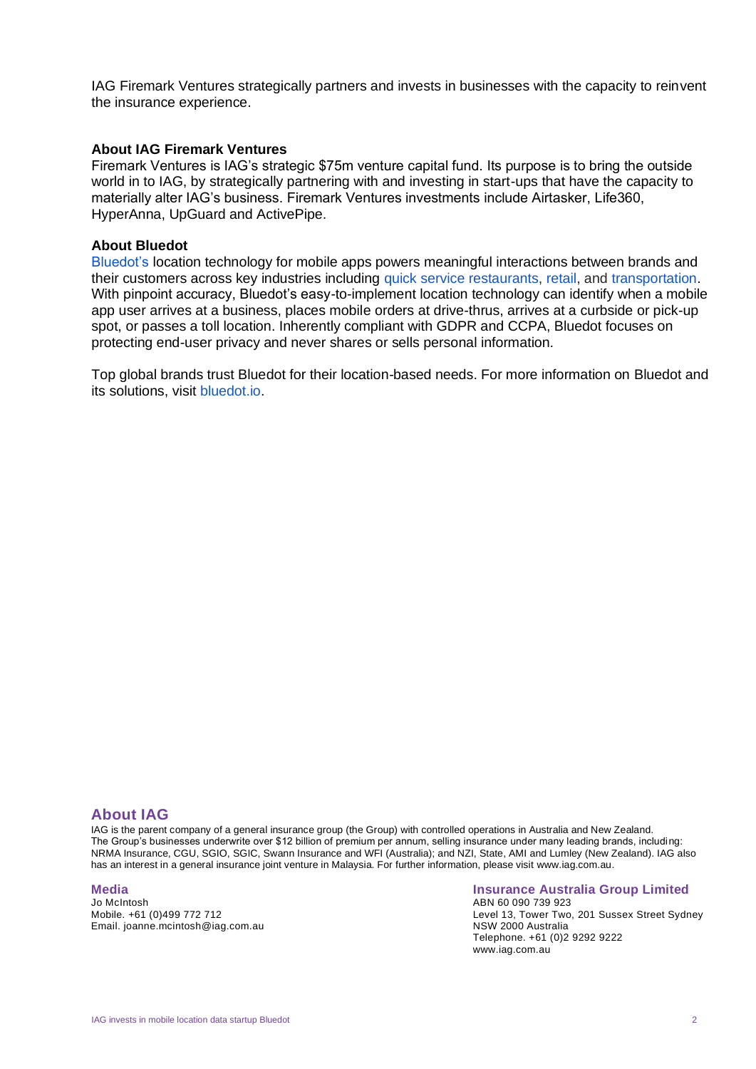IAG Firemark Ventures strategically partners and invests in businesses with the capacity to reinvent the insurance experience.

### About IAG Firemark Ventures

Firemark Ventures is IAG's strategic $75m venture capital fund. Its purpose is to bring the outside world in to IAG, by strategically partnering with and investing in start-ups that have the capacity to materially alter IAG's business. Firemark Ventures investments include Airtasker, Life360, HyperAnna, UpGuard and ActivePipe.

### About Bluedot

Bluedot's location technology for mobile apps powers meaningful interactions between brands and their customers across key industries including quick service restaurants, retail, and transportation. With pinpoint accuracy, Bluedot's easy-to-implement location technology can identify when a mobile app user arrives at a business, places mobile orders at drive-thrus, arrives at a curbside or pick-up spot, or passes a toll location. Inherently compliant with GDPR and CCPA, Bluedot focuses on protecting end-user privacy and never shares or sells personal information.

Top global brands trust Bluedot for their location-based needs. For more information on Bluedot and its solutions, visit bluedot.io.

## About IAG

IAG is the parent company of a general insurance group (the Group) with controlled operations in Australia and New Zealand. The Group's businesses underwrite over $12 billion of premium per annum, selling insurance under many leading brands, including: NRMA Insurance, CGU, SGIO, SGIC, Swann Insurance and WFI (Australia); and NZI, State, AMI and Lumley (New Zealand). IAG also has an interest in a general insurance joint venture in Malaysia. For further information, please visit www.iag.com.au.

**Media**
Jo McIntosh
Mobile. +61 (0)499 772 712
Email. joanne.mcintosh@iag.com.au

**Insurance Australia Group Limited**
ABN 60 090 739 923
Level 13, Tower Two, 201 Sussex Street Sydney
NSW 2000 Australia
Telephone. +61 (0)2 9292 9222
www.iag.com.au